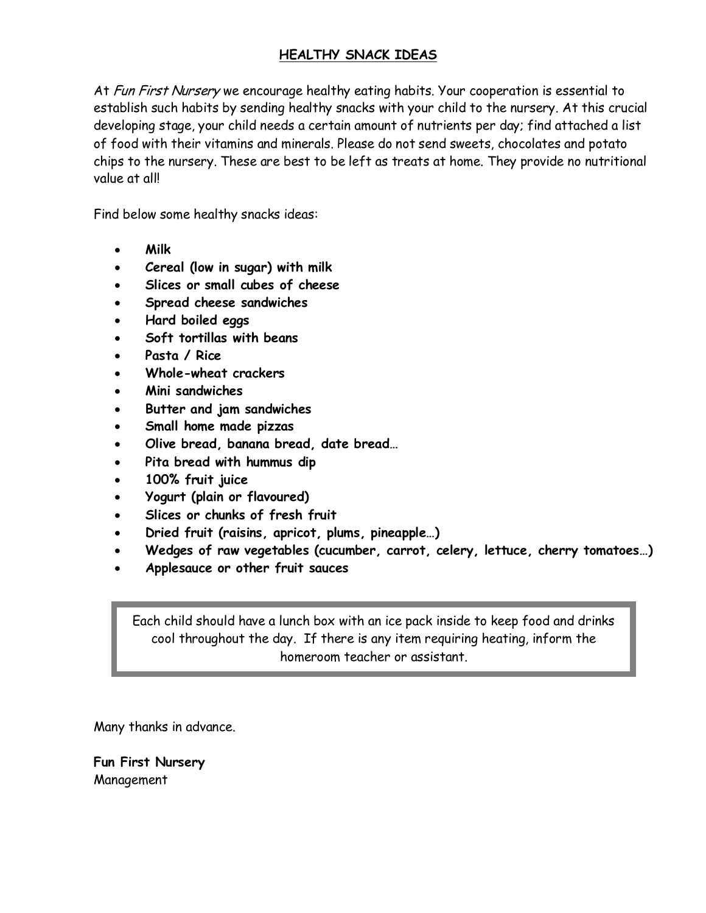## HEALTHY SNACK IDEAS

At *Fun First Nursery* we encourage healthy eating habits. Your cooperation is essential to establish such habits by sending healthy snacks with your child to the nursery. At this crucial developing stage, your child needs a certain amount of nutrients per day; find attached a list of food with their vitamins and minerals. Please do not send sweets, chocolates and potato chips to the nursery. These are best to be left as treats at home. They provide no nutritional value at all!

Find below some healthy snacks ideas:

- **Milk**
- **Cereal (low in sugar) with milk**
- **Slices or small cubes of cheese**
- **Spread cheese sandwiches**
- **Hard boiled eggs**
- **Soft tortillas with beans**
- **Pasta / Rice**
- **Whole-wheat crackers**
- **Mini sandwiches**
- **Butter and jam sandwiches**
- **Small home made pizzas**
- **Olive bread, banana bread, date bread…**
- **Pita bread with hummus dip**
- **100% fruit juice**
- **Yogurt (plain or flavoured)**
- **Slices or chunks of fresh fruit**
- **Dried fruit (raisins, apricot, plums, pineapple…)**
- **Wedges of raw vegetables (cucumber, carrot, celery, lettuce, cherry tomatoes…)**
- **Applesauce or other fruit sauces**

> Each child should have a lunch box with an ice pack inside to keep food and drinks cool throughout the day. If there is any item requiring heating, inform the homeroom teacher or assistant.

Many thanks in advance.

**Fun First Nursery**
Management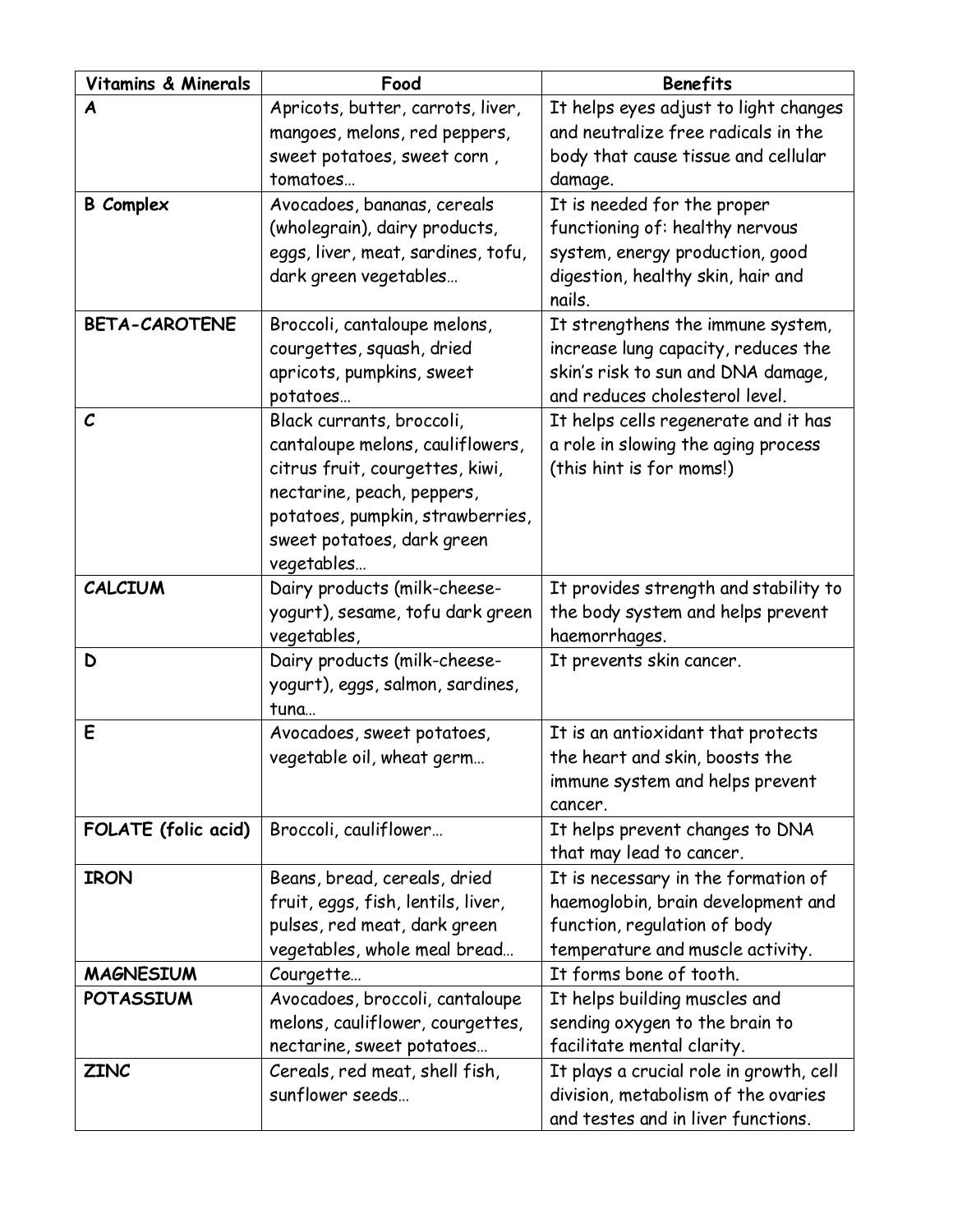| Vitamins & Minerals | Food | Benefits |
| --- | --- | --- |
| **A** | Apricots, butter, carrots, liver, mangoes, melons, red peppers, sweet potatoes, sweet corn , tomatoes… | It helps eyes adjust to light changes and neutralize free radicals in the body that cause tissue and cellular damage. |
| **B Complex** | Avocadoes, bananas, cereals (wholegrain), dairy products, eggs, liver, meat, sardines, tofu, dark green vegetables… | It is needed for the proper functioning of: healthy nervous system, energy production, good digestion, healthy skin, hair and nails. |
| **BETA-CAROTENE** | Broccoli, cantaloupe melons, courgettes, squash, dried apricots, pumpkins, sweet potatoes… | It strengthens the immune system, increase lung capacity, reduces the skin's risk to sun and DNA damage, and reduces cholesterol level. |
| **C** | Black currants, broccoli, cantaloupe melons, cauliflowers, citrus fruit, courgettes, kiwi, nectarine, peach, peppers, potatoes, pumpkin, strawberries, sweet potatoes, dark green vegetables… | It helps cells regenerate and it has a role in slowing the aging process (this hint is for moms!) |
| **CALCIUM** | Dairy products (milk-cheese-yogurt), sesame, tofu dark green vegetables, | It provides strength and stability to the body system and helps prevent haemorrhages. |
| **D** | Dairy products (milk-cheese-yogurt), eggs, salmon, sardines, tuna… | It prevents skin cancer. |
| **E** | Avocadoes, sweet potatoes, vegetable oil, wheat germ… | It is an antioxidant that protects the heart and skin, boosts the immune system and helps prevent cancer. |
| **FOLATE (folic acid)** | Broccoli, cauliflower… | It helps prevent changes to DNA that may lead to cancer. |
| **IRON** | Beans, bread, cereals, dried fruit, eggs, fish, lentils, liver, pulses, red meat, dark green vegetables, whole meal bread… | It is necessary in the formation of haemoglobin, brain development and function, regulation of body temperature and muscle activity. |
| **MAGNESIUM** | Courgette… | It forms bone of tooth. |
| **POTASSIUM** | Avocadoes, broccoli, cantaloupe melons, cauliflower, courgettes, nectarine, sweet potatoes… | It helps building muscles and sending oxygen to the brain to facilitate mental clarity. |
| **ZINC** | Cereals, red meat, shell fish, sunflower seeds… | It plays a crucial role in growth, cell division, metabolism of the ovaries and testes and in liver functions. |